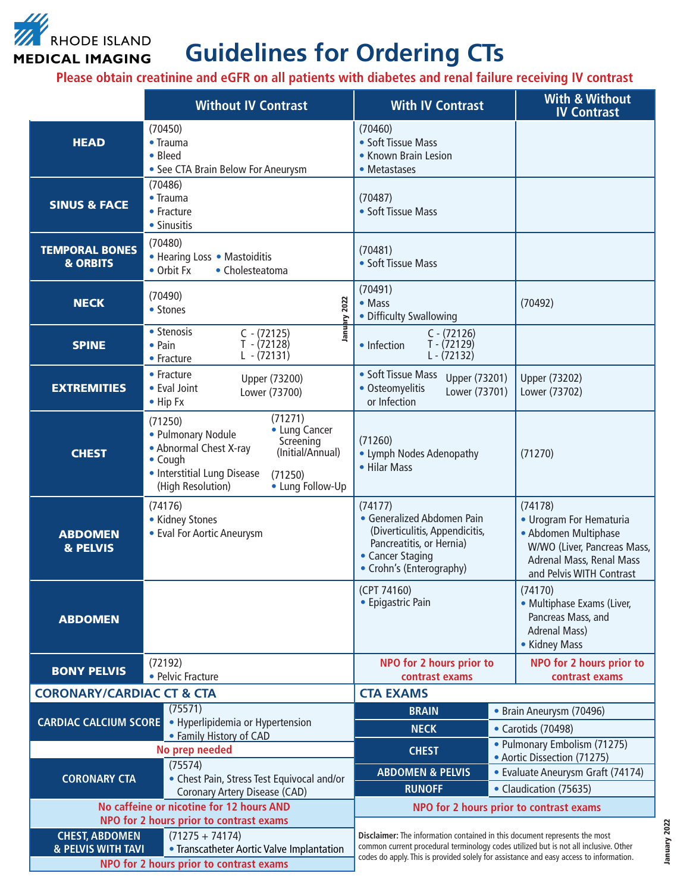RHODE ISLAND MEDICAL IMAGING

# Guidelines for Ordering CTs

**Please obtain creatinine and eGFR on all patients with diabetes and renal failure receiving IV contrast**

| | Without IV Contrast | With IV Contrast | With & Without IV Contrast |
|---|---|---|---|
| **HEAD** | (70450)<br>• Trauma<br>• Bleed<br>• See CTA Brain Below For Aneurysm | (70460)<br>• Soft Tissue Mass<br>• Known Brain Lesion<br>• Metastases | |
| **SINUS & FACE** | (70486)<br>• Trauma<br>• Fracture<br>• Sinusitis | (70487)<br>• Soft Tissue Mass | |
| **TEMPORAL BONES & ORBITS** | (70480)<br>• Hearing Loss • Mastoiditis<br>• Orbit Fx • Cholesteatoma | (70481)<br>• Soft Tissue Mass | |
| **NECK** | (70490)<br>• Stones | (70491)<br>• Mass<br>• Difficulty Swallowing | (70492) |
| **SPINE** | • Stenosis<br>• Pain<br>• Fracture<br>C - (72125)<br>T - (72128)<br>L - (72131) | • Infection<br>C - (72126)<br>T - (72129)<br>L - (72132) | |
| **EXTREMITIES** | • Fracture<br>• Eval Joint<br>• Hip Fx<br>Upper (73200)<br>Lower (73700) | • Soft Tissue Mass<br>• Osteomyelitis or Infection<br>Upper (73201)<br>Lower (73701) | Upper (73202)<br>Lower (73702) |
| **CHEST** | (71250)<br>• Pulmonary Nodule<br>• Abnormal Chest X-ray<br>• Cough<br>• Interstitial Lung Disease (High Resolution)<br>(71271)<br>• Lung Cancer Screening (Initial/Annual)<br>(71250)<br>• Lung Follow-Up | (71260)<br>• Lymph Nodes Adenopathy<br>• Hilar Mass | (71270) |
| **ABDOMEN & PELVIS** | (74176)<br>• Kidney Stones<br>• Eval For Aortic Aneurysm | (74177)<br>• Generalized Abdomen Pain (Diverticulitis, Appendicitis, Pancreatitis, or Hernia)<br>• Cancer Staging<br>• Crohn's (Enterography) | (74178)<br>• Urogram For Hematuria<br>• Abdomen Multiphase W/WO (Liver, Pancreas Mass, Adrenal Mass, Renal Mass and Pelvis WITH Contrast |
| **ABDOMEN** | | (CPT 74160)<br>• Epigastric Pain | (74170)<br>• Multiphase Exams (Liver, Pancreas Mass, and Adrenal Mass)<br>• Kidney Mass |
| **BONY PELVIS** | (72192)<br>• Pelvic Fracture | **NPO for 2 hours prior to contrast exams** | **NPO for 2 hours prior to contrast exams** |

## CORONARY/CARDIAC CT & CTA

| | |
|---|---|
| **CARDIAC CALCIUM SCORE** | (75571)<br>• Hyperlipidemia or Hypertension<br>• Family History of CAD |
| **No prep needed** | |
| **CORONARY CTA** | (75574)<br>• Chest Pain, Stress Test Equivocal and/or Coronary Artery Disease (CAD) |
| **No caffeine or nicotine for 12 hours AND NPO for 2 hours prior to contrast exams** | |
| **CHEST, ABDOMEN & PELVIS WITH TAVI** | (71275 + 74174)<br>• Transcatheter Aortic Valve Implantation |
| **NPO for 2 hours prior to contrast exams** | |

## CTA EXAMS

| | |
|---|---|
| **BRAIN** | • Brain Aneurysm (70496) |
| **NECK** | • Carotids (70498) |
| **CHEST** | • Pulmonary Embolism (71275)<br>• Aortic Dissection (71275) |
| **ABDOMEN & PELVIS** | • Evaluate Aneurysm Graft (74174) |
| **RUNOFF** | • Claudication (75635) |
| **NPO for 2 hours prior to contrast exams** | |

**Disclaimer:** The information contained in this document represents the most common current procedural terminology codes utilized but is not all inclusive. Other codes do apply. This is provided solely for assistance and easy access to information.

January 2022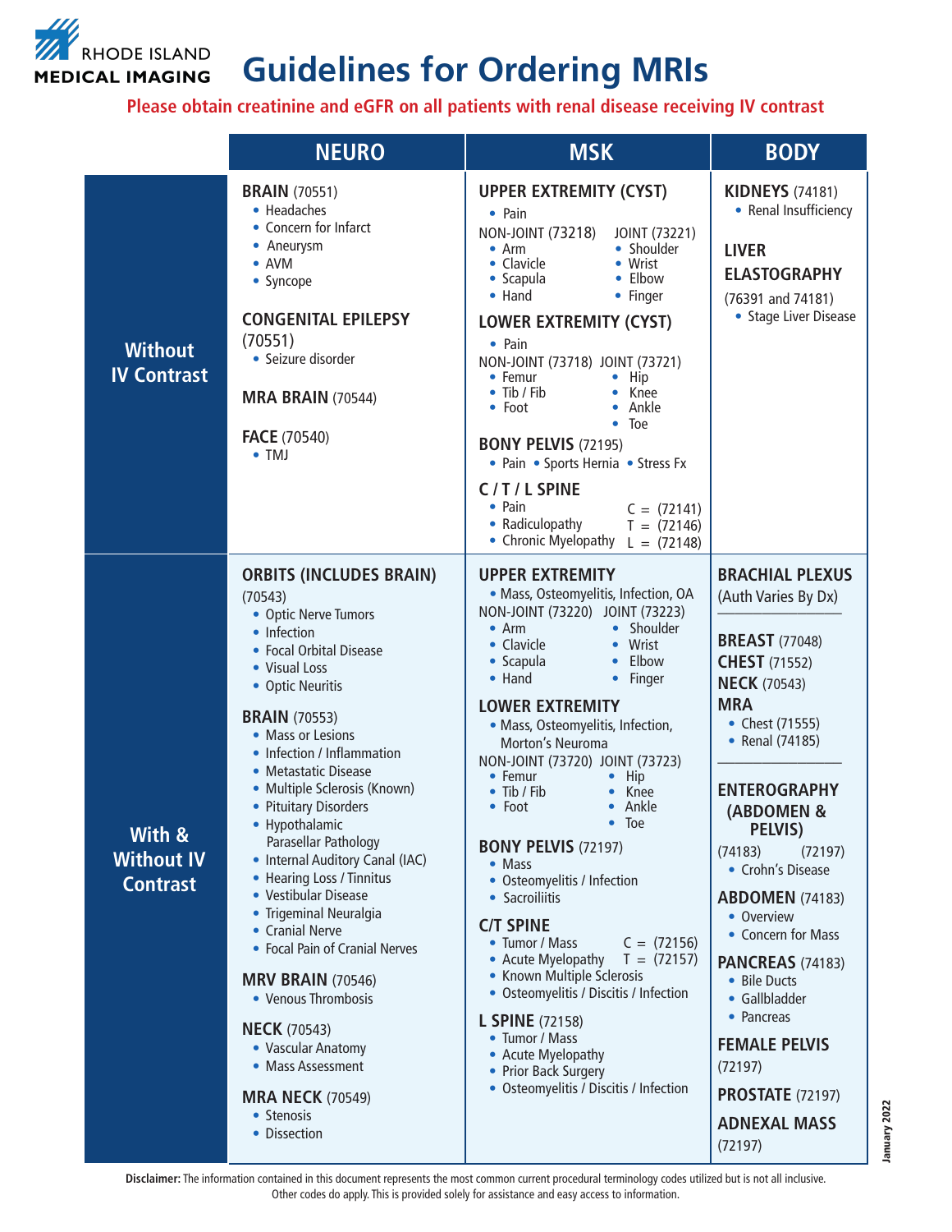RHODE ISLAND MEDICAL IMAGING

# Guidelines for Ordering MRIs

**Please obtain creatinine and eGFR on all patients with renal disease receiving IV contrast**

## Without IV Contrast

### NEURO

**BRAIN** (70551)
- Headaches
- Concern for Infarct
- Aneurysm
- AVM
- Syncope

**CONGENITAL EPILEPSY** (70551)
- Seizure disorder

**MRA BRAIN** (70544)

**FACE** (70540)
- TMJ

### MSK

**UPPER EXTREMITY (CYST)**
- Pain

| NON-JOINT (73218) | JOINT (73221) |
|---|---|
| Arm | Shoulder |
| Clavicle | Wrist |
| Scapula | Elbow |
| Hand | Finger |

**LOWER EXTREMITY (CYST)**
- Pain

| NON-JOINT (73718) | JOINT (73721) |
|---|---|
| Femur | Hip |
| Tib / Fib | Knee |
| Foot | Ankle |
| | Toe |

**BONY PELVIS** (72195)
- Pain
- Sports Hernia
- Stress Fx

**C / T / L SPINE**
- Pain
- Radiculopathy
- Chronic Myelopathy

C = (72141)
T = (72146)
L = (72148)

### BODY

**KIDNEYS** (74181)
- Renal Insufficiency

**LIVER ELASTOGRAPHY** (76391 and 74181)
- Stage Liver Disease

## With & Without IV Contrast

### NEURO

**ORBITS (INCLUDES BRAIN)** (70543)
- Optic Nerve Tumors
- Infection
- Focal Orbital Disease
- Visual Loss
- Optic Neuritis

**BRAIN** (70553)
- Mass or Lesions
- Infection / Inflammation
- Metastatic Disease
- Multiple Sclerosis (Known)
- Pituitary Disorders
- Hypothalamic Parasellar Pathology
- Internal Auditory Canal (IAC)
- Hearing Loss / Tinnitus
- Vestibular Disease
- Trigeminal Neuralgia
- Cranial Nerve
- Focal Pain of Cranial Nerves

**MRV BRAIN** (70546)
- Venous Thrombosis

**NECK** (70543)
- Vascular Anatomy
- Mass Assessment

**MRA NECK** (70549)
- Stenosis
- Dissection

### MSK

**UPPER EXTREMITY**
- Mass, Osteomyelitis, Infection, OA

| NON-JOINT (73220) | JOINT (73223) |
|---|---|
| Arm | Shoulder |
| Clavicle | Wrist |
| Scapula | Elbow |
| Hand | Finger |

**LOWER EXTREMITY**
- Mass, Osteomyelitis, Infection, Morton's Neuroma

| NON-JOINT (73720) | JOINT (73723) |
|---|---|
| Femur | Hip |
| Tib / Fib | Knee |
| Foot | Ankle |
| | Toe |

**BONY PELVIS** (72197)
- Mass
- Osteomyelitis / Infection
- Sacroiliitis

**C/T SPINE**
- Tumor / Mass
- Acute Myelopathy
- Known Multiple Sclerosis
- Osteomyelitis / Discitis / Infection

C = (72156)
T = (72157)

**L SPINE** (72158)
- Tumor / Mass
- Acute Myelopathy
- Prior Back Surgery
- Osteomyelitis / Discitis / Infection

### BODY

**BRACHIAL PLEXUS** (Auth Varies By Dx)

---

**BREAST** (77048)
**CHEST** (71552)
**NECK** (70543)
**MRA**
- Chest (71555)
- Renal (74185)

---

**ENTEROGRAPHY (ABDOMEN & PELVIS)** (74183) (72197)
- Crohn's Disease

**ABDOMEN** (74183)
- Overview
- Concern for Mass

**PANCREAS** (74183)
- Bile Ducts
- Gallbladder
- Pancreas

**FEMALE PELVIS** (72197)

**PROSTATE** (72197)

**ADNEXAL MASS** (72197)

January 2022

**Disclaimer:** The information contained in this document represents the most common current procedural terminology codes utilized but is not all inclusive. Other codes do apply. This is provided solely for assistance and easy access to information.